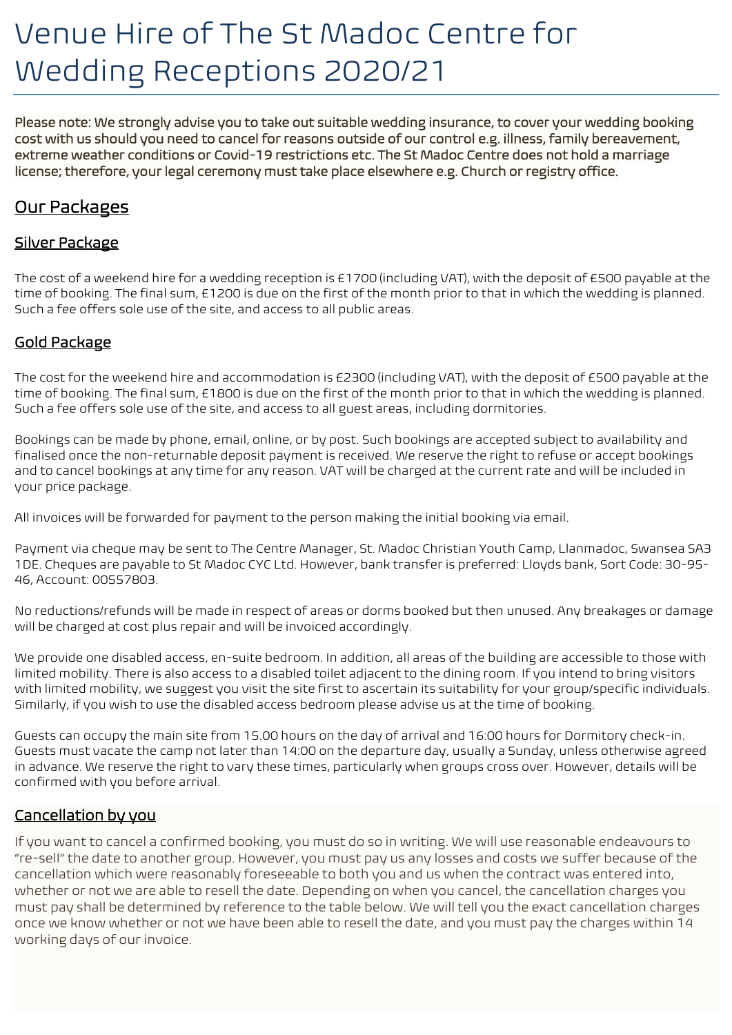# Venue Hire of The St Madoc Centre for Wedding Receptions 2020/21

**Please note: We strongly advise you to take out suitable wedding insurance, to cover your wedding booking cost with us should you need to cancel for reasons outside of our control e.g. illness, family bereavement, extreme weather conditions or Covid-19 restrictions etc. The St Madoc Centre does not hold a marriage license; therefore, your legal ceremony must take place elsewhere e.g. Church or registry office.**

## Our Packages

### Silver Package

The cost of a weekend hire for a wedding reception is £1700 (including VAT), with the deposit of £500 payable at the time of booking. The final sum, £1200 is due on the first of the month prior to that in which the wedding is planned. Such a fee offers sole use of the site, and access to all public areas.

### Gold Package

The cost for the weekend hire and accommodation is £2300 (including VAT), with the deposit of £500 payable at the time of booking. The final sum, £1800 is due on the first of the month prior to that in which the wedding is planned. Such a fee offers sole use of the site, and access to all guest areas, including dormitories.

Bookings can be made by phone, email, online, or by post. Such bookings are accepted subject to availability and finalised once the non-returnable deposit payment is received. We reserve the right to refuse or accept bookings and to cancel bookings at any time for any reason. VAT will be charged at the current rate and will be included in your price package.

All invoices will be forwarded for payment to the person making the initial booking via email.

Payment via cheque may be sent to The Centre Manager, St. Madoc Christian Youth Camp, Llanmadoc, Swansea SA3 1DE. Cheques are payable to St Madoc CYC Ltd. However, bank transfer is preferred: Lloyds bank, Sort Code: 30-95-46, Account: 00557803.

No reductions/refunds will be made in respect of areas or dorms booked but then unused. Any breakages or damage will be charged at cost plus repair and will be invoiced accordingly.

We provide one disabled access, en-suite bedroom. In addition, all areas of the building are accessible to those with limited mobility. There is also access to a disabled toilet adjacent to the dining room. If you intend to bring visitors with limited mobility, we suggest you visit the site first to ascertain its suitability for your group/specific individuals. Similarly, if you wish to use the disabled access bedroom please advise us at the time of booking.

Guests can occupy the main site from 15.00 hours on the day of arrival and 16:00 hours for Dormitory check-in. Guests must vacate the camp not later than 14:00 on the departure day, usually a Sunday, unless otherwise agreed in advance. We reserve the right to vary these times, particularly when groups cross over. However, details will be confirmed with you before arrival.

### Cancellation by you

If you want to cancel a confirmed booking, you must do so in writing. We will use reasonable endeavours to "re-sell" the date to another group. However, you must pay us any losses and costs we suffer because of the cancellation which were reasonably foreseeable to both you and us when the contract was entered into, whether or not we are able to resell the date. Depending on when you cancel, the cancellation charges you must pay shall be determined by reference to the table below. We will tell you the exact cancellation charges once we know whether or not we have been able to resell the date, and you must pay the charges within 14 working days of our invoice.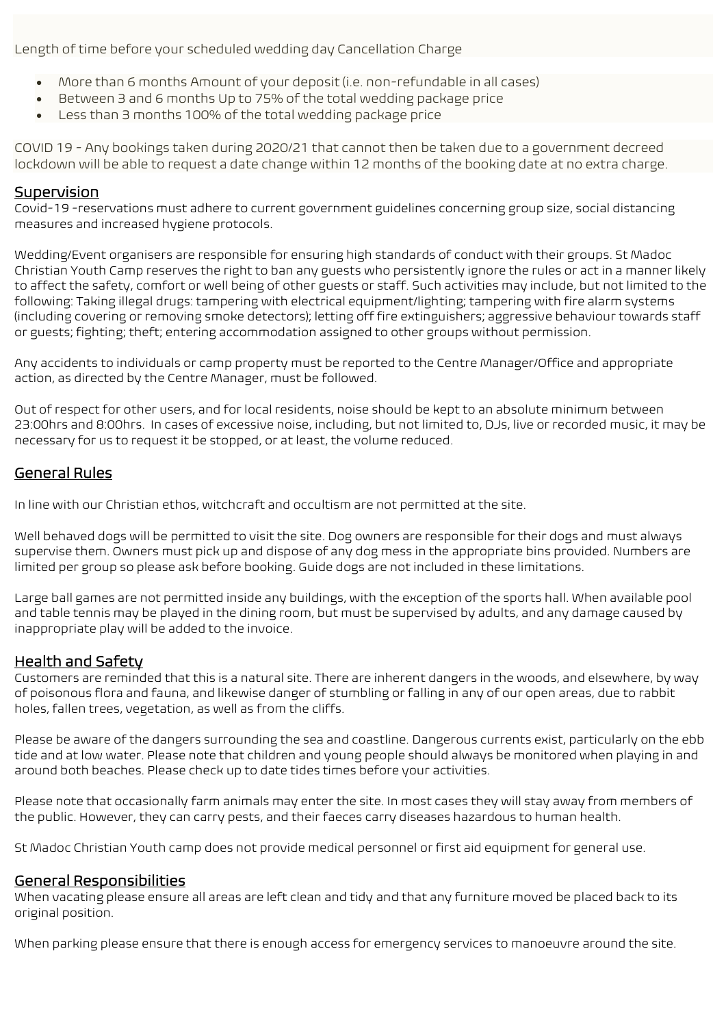Length of time before your scheduled wedding day Cancellation Charge

- More than 6 months Amount of your deposit (i.e. non-refundable in all cases)
- Between 3 and 6 months Up to 75% of the total wedding package price
- Less than 3 months 100% of the total wedding package price

COVID 19 - Any bookings taken during 2020/21 that cannot then be taken due to a government decreed lockdown will be able to request a date change within 12 months of the booking date at no extra charge.

## Supervision

Covid-19 -reservations must adhere to current government guidelines concerning group size, social distancing measures and increased hygiene protocols.

Wedding/Event organisers are responsible for ensuring high standards of conduct with their groups. St Madoc Christian Youth Camp reserves the right to ban any guests who persistently ignore the rules or act in a manner likely to affect the safety, comfort or well being of other guests or staff. Such activities may include, but not limited to the following: Taking illegal drugs: tampering with electrical equipment/lighting; tampering with fire alarm systems (including covering or removing smoke detectors); letting off fire extinguishers; aggressive behaviour towards staff or guests; fighting; theft; entering accommodation assigned to other groups without permission.

Any accidents to individuals or camp property must be reported to the Centre Manager/Office and appropriate action, as directed by the Centre Manager, must be followed.

Out of respect for other users, and for local residents, noise should be kept to an absolute minimum between 23:00hrs and 8:00hrs. In cases of excessive noise, including, but not limited to, DJs, live or recorded music, it may be necessary for us to request it be stopped, or at least, the volume reduced.

## General Rules

In line with our Christian ethos, witchcraft and occultism are not permitted at the site.

Well behaved dogs will be permitted to visit the site. Dog owners are responsible for their dogs and must always supervise them. Owners must pick up and dispose of any dog mess in the appropriate bins provided. Numbers are limited per group so please ask before booking. Guide dogs are not included in these limitations.

Large ball games are not permitted inside any buildings, with the exception of the sports hall. When available pool and table tennis may be played in the dining room, but must be supervised by adults, and any damage caused by inappropriate play will be added to the invoice.

## Health and Safety

Customers are reminded that this is a natural site. There are inherent dangers in the woods, and elsewhere, by way of poisonous flora and fauna, and likewise danger of stumbling or falling in any of our open areas, due to rabbit holes, fallen trees, vegetation, as well as from the cliffs.

Please be aware of the dangers surrounding the sea and coastline. Dangerous currents exist, particularly on the ebb tide and at low water. Please note that children and young people should always be monitored when playing in and around both beaches. Please check up to date tides times before your activities.

Please note that occasionally farm animals may enter the site. In most cases they will stay away from members of the public. However, they can carry pests, and their faeces carry diseases hazardous to human health.

St Madoc Christian Youth camp does not provide medical personnel or first aid equipment for general use.

## General Responsibilities

When vacating please ensure all areas are left clean and tidy and that any furniture moved be placed back to its original position.

When parking please ensure that there is enough access for emergency services to manoeuvre around the site.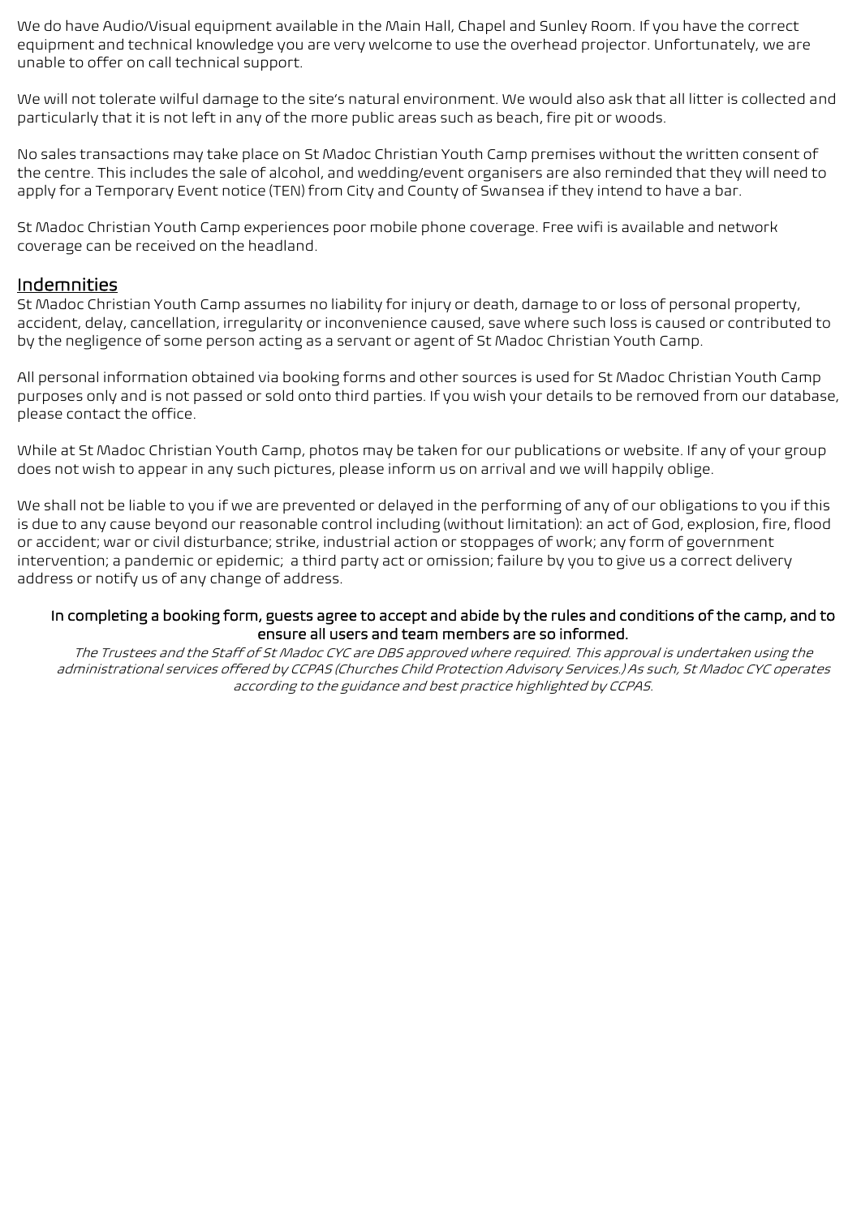We do have Audio/Visual equipment available in the Main Hall, Chapel and Sunley Room. If you have the correct equipment and technical knowledge you are very welcome to use the overhead projector. Unfortunately, we are unable to offer on call technical support.

We will not tolerate wilful damage to the site's natural environment. We would also ask that all litter is collected and particularly that it is not left in any of the more public areas such as beach, fire pit or woods.

No sales transactions may take place on St Madoc Christian Youth Camp premises without the written consent of the centre. This includes the sale of alcohol, and wedding/event organisers are also reminded that they will need to apply for a Temporary Event notice (TEN) from City and County of Swansea if they intend to have a bar.

St Madoc Christian Youth Camp experiences poor mobile phone coverage. Free wifi is available and network coverage can be received on the headland.

## Indemnities

St Madoc Christian Youth Camp assumes no liability for injury or death, damage to or loss of personal property, accident, delay, cancellation, irregularity or inconvenience caused, save where such loss is caused or contributed to by the negligence of some person acting as a servant or agent of St Madoc Christian Youth Camp.

All personal information obtained via booking forms and other sources is used for St Madoc Christian Youth Camp purposes only and is not passed or sold onto third parties. If you wish your details to be removed from our database, please contact the office.

While at St Madoc Christian Youth Camp, photos may be taken for our publications or website. If any of your group does not wish to appear in any such pictures, please inform us on arrival and we will happily oblige.

We shall not be liable to you if we are prevented or delayed in the performing of any of our obligations to you if this is due to any cause beyond our reasonable control including (without limitation): an act of God, explosion, fire, flood or accident; war or civil disturbance; strike, industrial action or stoppages of work; any form of government intervention; a pandemic or epidemic; a third party act or omission; failure by you to give us a correct delivery address or notify us of any change of address.

**In completing a booking form, guests agree to accept and abide by the rules and conditions of the camp, and to ensure all users and team members are so informed.**

*The Trustees and the Staff of St Madoc CYC are DBS approved where required. This approval is undertaken using the administrational services offered by CCPAS (Churches Child Protection Advisory Services.) As such, St Madoc CYC operates according to the guidance and best practice highlighted by CCPAS.*